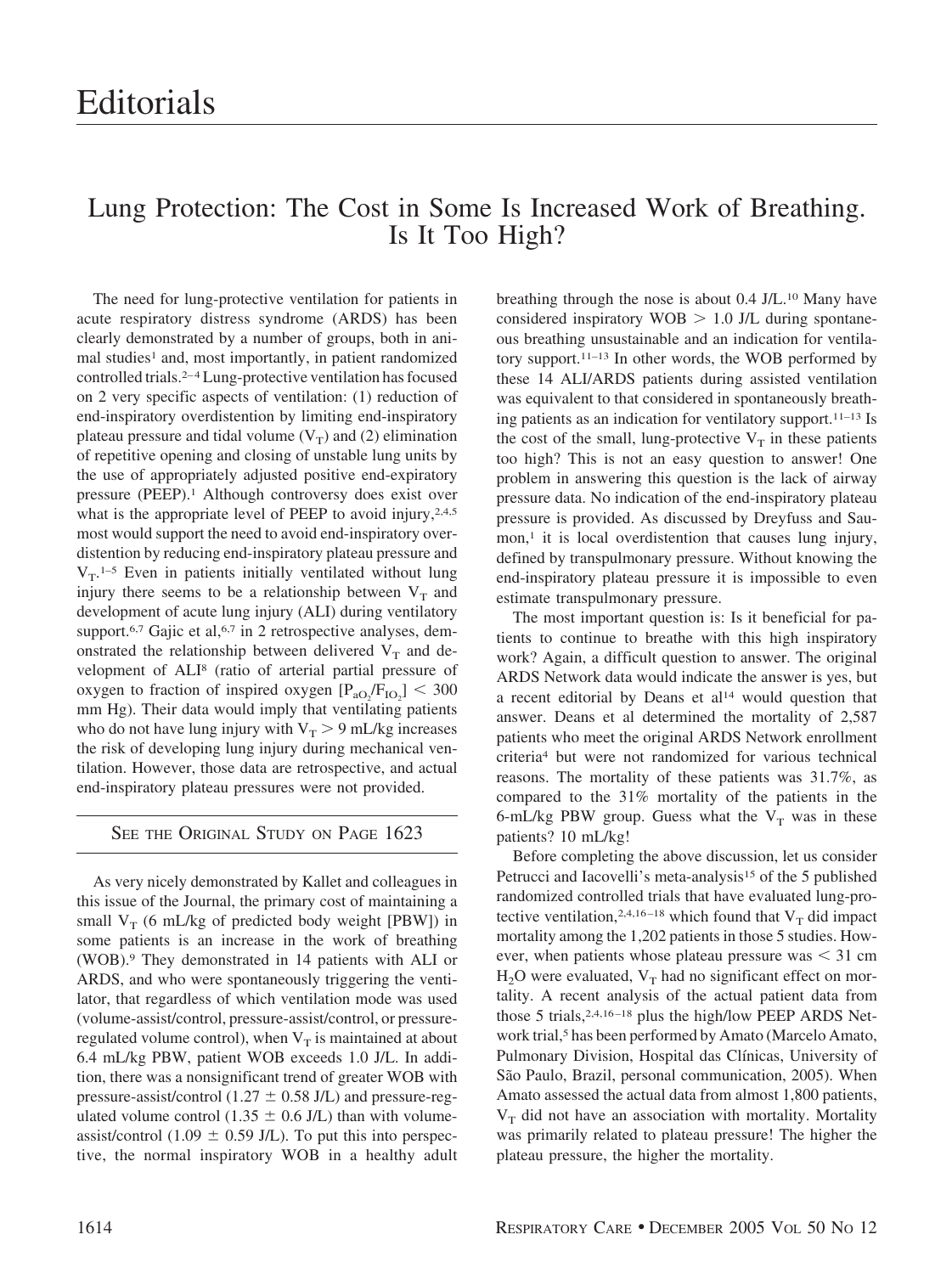# Editorials

## Lung Protection: The Cost in Some Is Increased Work of Breathing. Is It Too High?

The need for lung-protective ventilation for patients in acute respiratory distress syndrome (ARDS) has been clearly demonstrated by a number of groups, both in animal studies[1] and, most importantly, in patient randomized controlled trials.[2–4] Lung-protective ventilation has focused on 2 very specific aspects of ventilation: (1) reduction of end-inspiratory overdistention by limiting end-inspiratory plateau pressure and tidal volume ($V_T$) and (2) elimination of repetitive opening and closing of unstable lung units by the use of appropriately adjusted positive end-expiratory pressure (PEEP).[1] Although controversy does exist over what is the appropriate level of PEEP to avoid injury,[2,4,5] most would support the need to avoid end-inspiratory overdistention by reducing end-inspiratory plateau pressure and $V_T$.[1–5] Even in patients initially ventilated without lung injury there seems to be a relationship between $V_T$ and development of acute lung injury (ALI) during ventilatory support.[6,7] Gajic et al,[6,7] in 2 retrospective analyses, demonstrated the relationship between delivered $V_T$ and development of ALI[8] (ratio of arterial partial pressure of oxygen to fraction of inspired oxygen [$P_{aO_2}/F_{IO_2}$] < 300 mm Hg). Their data would imply that ventilating patients who do not have lung injury with $V_T$ > 9 mL/kg increases the risk of developing lung injury during mechanical ventilation. However, those data are retrospective, and actual end-inspiratory plateau pressures were not provided.

SEE THE ORIGINAL STUDY ON PAGE 1623

As very nicely demonstrated by Kallet and colleagues in this issue of the Journal, the primary cost of maintaining a small $V_T$ (6 mL/kg of predicted body weight [PBW]) in some patients is an increase in the work of breathing (WOB).[9] They demonstrated in 14 patients with ALI or ARDS, and who were spontaneously triggering the ventilator, that regardless of which ventilation mode was used (volume-assist/control, pressure-assist/control, or pressure-regulated volume control), when $V_T$ is maintained at about 6.4 mL/kg PBW, patient WOB exceeds 1.0 J/L. In addition, there was a nonsignificant trend of greater WOB with pressure-assist/control (1.27 ± 0.58 J/L) and pressure-regulated volume control (1.35 ± 0.6 J/L) than with volume-assist/control (1.09 ± 0.59 J/L). To put this into perspective, the normal inspiratory WOB in a healthy adult breathing through the nose is about 0.4 J/L.[10] Many have considered inspiratory WOB > 1.0 J/L during spontaneous breathing unsustainable and an indication for ventilatory support.[11–13] In other words, the WOB performed by these 14 ALI/ARDS patients during assisted ventilation was equivalent to that considered in spontaneously breathing patients as an indication for ventilatory support.[11–13] Is the cost of the small, lung-protective $V_T$ in these patients too high? This is not an easy question to answer! One problem in answering this question is the lack of airway pressure data. No indication of the end-inspiratory plateau pressure is provided. As discussed by Dreyfuss and Saumon,[1] it is local overdistention that causes lung injury, defined by transpulmonary pressure. Without knowing the end-inspiratory plateau pressure it is impossible to even estimate transpulmonary pressure.

The most important question is: Is it beneficial for patients to continue to breathe with this high inspiratory work? Again, a difficult question to answer. The original ARDS Network data would indicate the answer is yes, but a recent editorial by Deans et al[14] would question that answer. Deans et al determined the mortality of 2,587 patients who meet the original ARDS Network enrollment criteria[4] but were not randomized for various technical reasons. The mortality of these patients was 31.7%, as compared to the 31% mortality of the patients in the 6-mL/kg PBW group. Guess what the $V_T$ was in these patients? 10 mL/kg!

Before completing the above discussion, let us consider Petrucci and Iacovelli's meta-analysis[15] of the 5 published randomized controlled trials that have evaluated lung-protective ventilation,[2,4,16–18] which found that $V_T$ did impact mortality among the 1,202 patients in those 5 studies. However, when patients whose plateau pressure was < 31 cm $H_2O$ were evaluated, $V_T$ had no significant effect on mortality. A recent analysis of the actual patient data from those 5 trials,[2,4,16–18] plus the high/low PEEP ARDS Network trial,[5] has been performed by Amato (Marcelo Amato, Pulmonary Division, Hospital das Clínicas, University of São Paulo, Brazil, personal communication, 2005). When Amato assessed the actual data from almost 1,800 patients, $V_T$ did not have an association with mortality. Mortality was primarily related to plateau pressure! The higher the plateau pressure, the higher the mortality.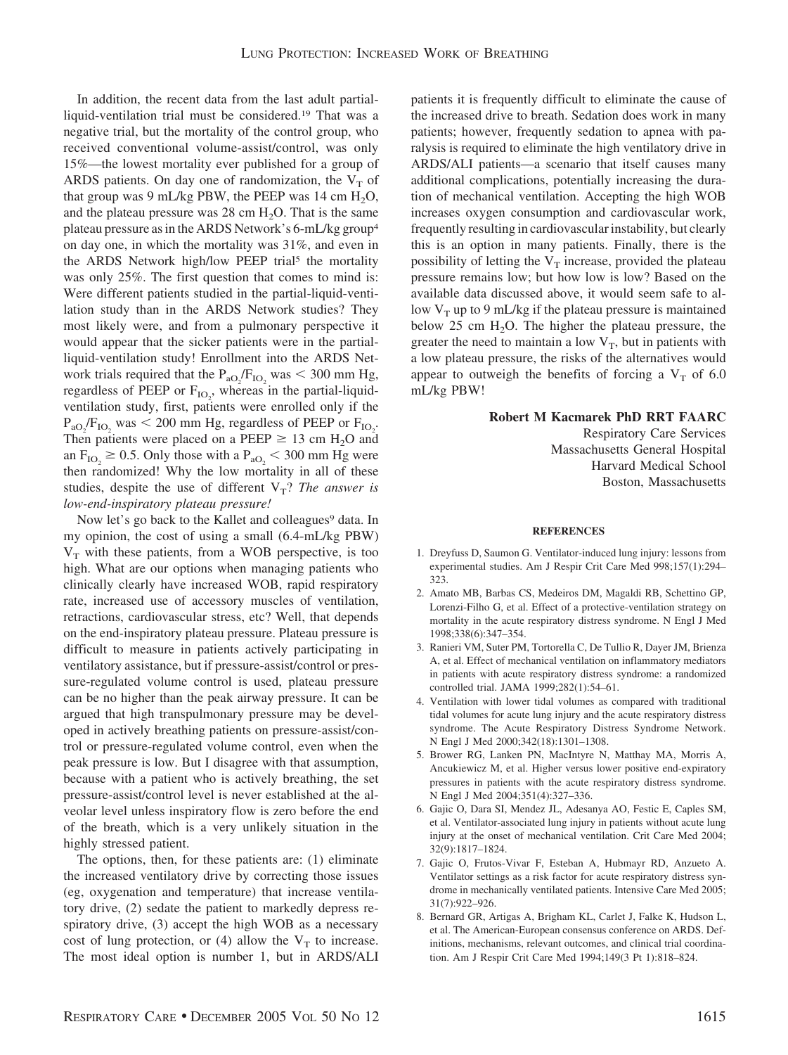In addition, the recent data from the last adult partial-liquid-ventilation trial must be considered.[19] That was a negative trial, but the mortality of the control group, who received conventional volume-assist/control, was only 15%—the lowest mortality ever published for a group of ARDS patients. On day one of randomization, the $V_T$ of that group was 9 mL/kg PBW, the PEEP was 14 cm $H_2O$, and the plateau pressure was 28 cm $H_2O$. That is the same plateau pressure as in the ARDS Network's 6-mL/kg group[4] on day one, in which the mortality was 31%, and even in the ARDS Network high/low PEEP trial[5] the mortality was only 25%. The first question that comes to mind is: Were different patients studied in the partial-liquid-ventilation study than in the ARDS Network studies? They most likely were, and from a pulmonary perspective it would appear that the sicker patients were in the partial-liquid-ventilation study! Enrollment into the ARDS Network trials required that the $P_{aO_2}/F_{IO_2}$ was < 300 mm Hg, regardless of PEEP or $F_{IO_2}$, whereas in the partial-liquid-ventilation study, first, patients were enrolled only if the $P_{aO_2}/F_{IO_2}$ was < 200 mm Hg, regardless of PEEP or $F_{IO_2}$. Then patients were placed on a PEEP ≥ 13 cm $H_2O$ and an $F_{IO_2} \geq 0.5$. Only those with a $P_{aO_2}$ < 300 mm Hg were then randomized! Why the low mortality in all of these studies, despite the use of different $V_T$? *The answer is low-end-inspiratory plateau pressure!*

Now let's go back to the Kallet and colleagues[9] data. In my opinion, the cost of using a small (6.4-mL/kg PBW) $V_T$ with these patients, from a WOB perspective, is too high. What are our options when managing patients who clinically clearly have increased WOB, rapid respiratory rate, increased use of accessory muscles of ventilation, retractions, cardiovascular stress, etc? Well, that depends on the end-inspiratory plateau pressure. Plateau pressure is difficult to measure in patients actively participating in ventilatory assistance, but if pressure-assist/control or pressure-regulated volume control is used, plateau pressure can be no higher than the peak airway pressure. It can be argued that high transpulmonary pressure may be developed in actively breathing patients on pressure-assist/control or pressure-regulated volume control, even when the peak pressure is low. But I disagree with that assumption, because with a patient who is actively breathing, the set pressure-assist/control level is never established at the alveolar level unless inspiratory flow is zero before the end of the breath, which is a very unlikely situation in the highly stressed patient.

The options, then, for these patients are: (1) eliminate the increased ventilatory drive by correcting those issues (eg, oxygenation and temperature) that increase ventilatory drive, (2) sedate the patient to markedly depress respiratory drive, (3) accept the high WOB as a necessary cost of lung protection, or (4) allow the $V_T$ to increase. The most ideal option is number 1, but in ARDS/ALI patients it is frequently difficult to eliminate the cause of the increased drive to breath. Sedation does work in many patients; however, frequently sedation to apnea with paralysis is required to eliminate the high ventilatory drive in ARDS/ALI patients—a scenario that itself causes many additional complications, potentially increasing the duration of mechanical ventilation. Accepting the high WOB increases oxygen consumption and cardiovascular work, frequently resulting in cardiovascular instability, but clearly this is an option in many patients. Finally, there is the possibility of letting the $V_T$ increase, provided the plateau pressure remains low; but how low is low? Based on the available data discussed above, it would seem safe to allow $V_T$ up to 9 mL/kg if the plateau pressure is maintained below 25 cm $H_2O$. The higher the plateau pressure, the greater the need to maintain a low $V_T$, but in patients with a low plateau pressure, the risks of the alternatives would appear to outweigh the benefits of forcing a $V_T$ of 6.0 mL/kg PBW!

**Robert M Kacmarek PhD RRT FAARC**
Respiratory Care Services
Massachusetts General Hospital
Harvard Medical School
Boston, Massachusetts

#### REFERENCES

1. Dreyfuss D, Saumon G. Ventilator-induced lung injury: lessons from experimental studies. Am J Respir Crit Care Med 998;157(1):294–323.
2. Amato MB, Barbas CS, Medeiros DM, Magaldi RB, Schettino GP, Lorenzi-Filho G, et al. Effect of a protective-ventilation strategy on mortality in the acute respiratory distress syndrome. N Engl J Med 1998;338(6):347–354.
3. Ranieri VM, Suter PM, Tortorella C, De Tullio R, Dayer JM, Brienza A, et al. Effect of mechanical ventilation on inflammatory mediators in patients with acute respiratory distress syndrome: a randomized controlled trial. JAMA 1999;282(1):54–61.
4. Ventilation with lower tidal volumes as compared with traditional tidal volumes for acute lung injury and the acute respiratory distress syndrome. The Acute Respiratory Distress Syndrome Network. N Engl J Med 2000;342(18):1301–1308.
5. Brower RG, Lanken PN, MacIntyre N, Matthay MA, Morris A, Ancukiewicz M, et al. Higher versus lower positive end-expiratory pressures in patients with the acute respiratory distress syndrome. N Engl J Med 2004;351(4):327–336.
6. Gajic O, Dara SI, Mendez JL, Adesanya AO, Festic E, Caples SM, et al. Ventilator-associated lung injury in patients without acute lung injury at the onset of mechanical ventilation. Crit Care Med 2004; 32(9):1817–1824.
7. Gajic O, Frutos-Vivar F, Esteban A, Hubmayr RD, Anzueto A. Ventilator settings as a risk factor for acute respiratory distress syndrome in mechanically ventilated patients. Intensive Care Med 2005; 31(7):922–926.
8. Bernard GR, Artigas A, Brigham KL, Carlet J, Falke K, Hudson L, et al. The American-European consensus conference on ARDS. Definitions, mechanisms, relevant outcomes, and clinical trial coordination. Am J Respir Crit Care Med 1994;149(3 Pt 1):818–824.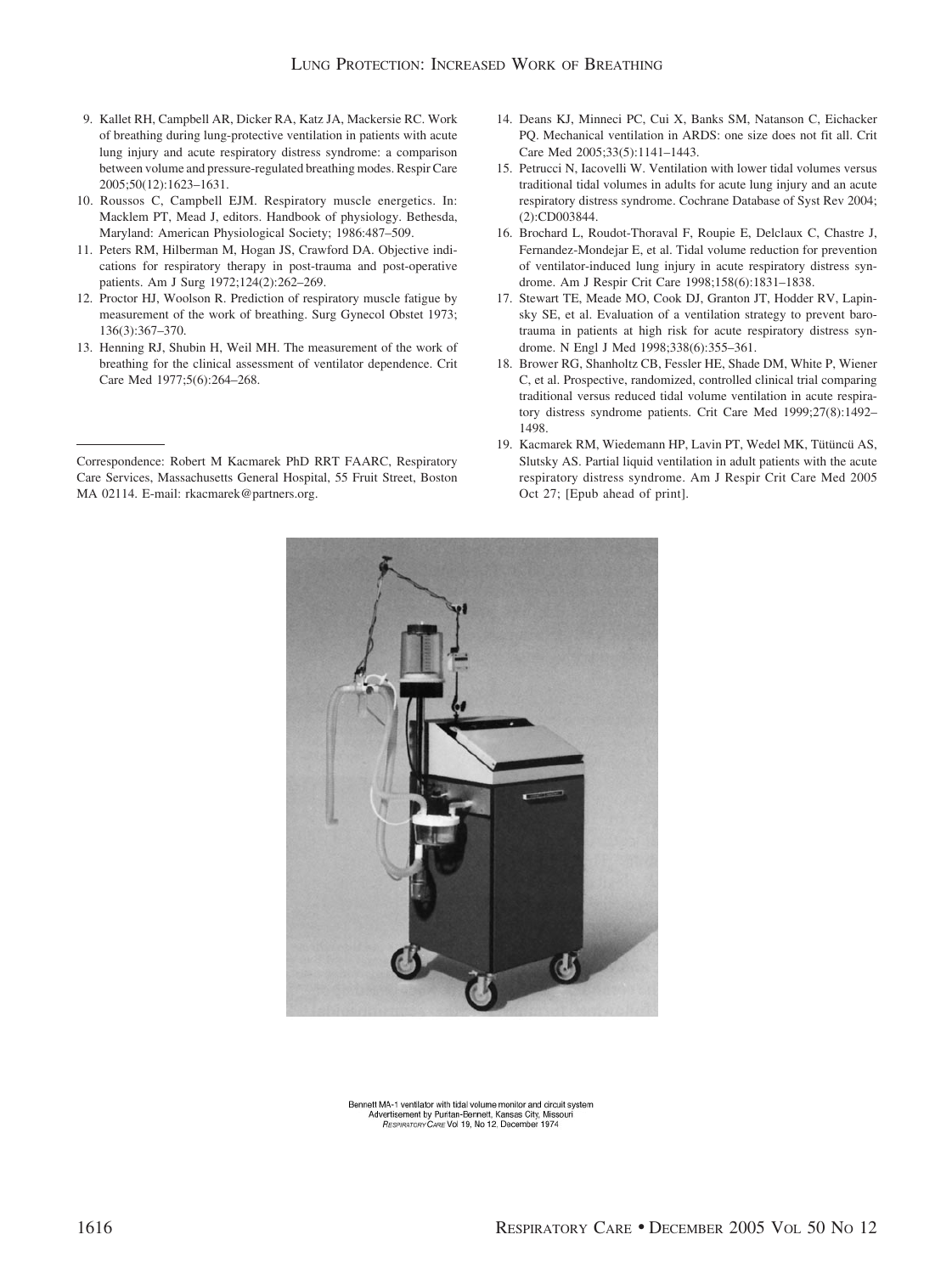9. Kallet RH, Campbell AR, Dicker RA, Katz JA, Mackersie RC. Work of breathing during lung-protective ventilation in patients with acute lung injury and acute respiratory distress syndrome: a comparison between volume and pressure-regulated breathing modes. Respir Care 2005;50(12):1623–1631.
10. Roussos C, Campbell EJM. Respiratory muscle energetics. In: Macklem PT, Mead J, editors. Handbook of physiology. Bethesda, Maryland: American Physiological Society; 1986:487–509.
11. Peters RM, Hilberman M, Hogan JS, Crawford DA. Objective indications for respiratory therapy in post-trauma and post-operative patients. Am J Surg 1972;124(2):262–269.
12. Proctor HJ, Woolson R. Prediction of respiratory muscle fatigue by measurement of the work of breathing. Surg Gynecol Obstet 1973; 136(3):367–370.
13. Henning RJ, Shubin H, Weil MH. The measurement of the work of breathing for the clinical assessment of ventilator dependence. Crit Care Med 1977;5(6):264–268.
14. Deans KJ, Minneci PC, Cui X, Banks SM, Natanson C, Eichacker PQ. Mechanical ventilation in ARDS: one size does not fit all. Crit Care Med 2005;33(5):1141–1443.
15. Petrucci N, Iacovelli W. Ventilation with lower tidal volumes versus traditional tidal volumes in adults for acute lung injury and an acute respiratory distress syndrome. Cochrane Database of Syst Rev 2004; (2):CD003844.
16. Brochard L, Roudot-Thoraval F, Roupie E, Delclaux C, Chastre J, Fernandez-Mondejar E, et al. Tidal volume reduction for prevention of ventilator-induced lung injury in acute respiratory distress syndrome. Am J Respir Crit Care 1998;158(6):1831–1838.
17. Stewart TE, Meade MO, Cook DJ, Granton JT, Hodder RV, Lapinsky SE, et al. Evaluation of a ventilation strategy to prevent barotrauma in patients at high risk for acute respiratory distress syndrome. N Engl J Med 1998;338(6):355–361.
18. Brower RG, Shanholtz CB, Fessler HE, Shade DM, White P, Wiener C, et al. Prospective, randomized, controlled clinical trial comparing traditional versus reduced tidal volume ventilation in acute respiratory distress syndrome patients. Crit Care Med 1999;27(8):1492–1498.
19. Kacmarek RM, Wiedemann HP, Lavin PT, Wedel MK, Tütüncü AS, Slutsky AS. Partial liquid ventilation in adult patients with the acute respiratory distress syndrome. Am J Respir Crit Care Med 2005 Oct 27; [Epub ahead of print].

Correspondence: Robert M Kacmarek PhD RRT FAARC, Respiratory Care Services, Massachusetts General Hospital, 55 Fruit Street, Boston MA 02114. E-mail: rkacmarek@partners.org.

Bennett MA-1 ventilator with tidal volume monitor and circuit system
Advertisement by Puritan-Bennett, Kansas City, Missouri
*Respiratory Care* Vol 19, No 12, December 1974